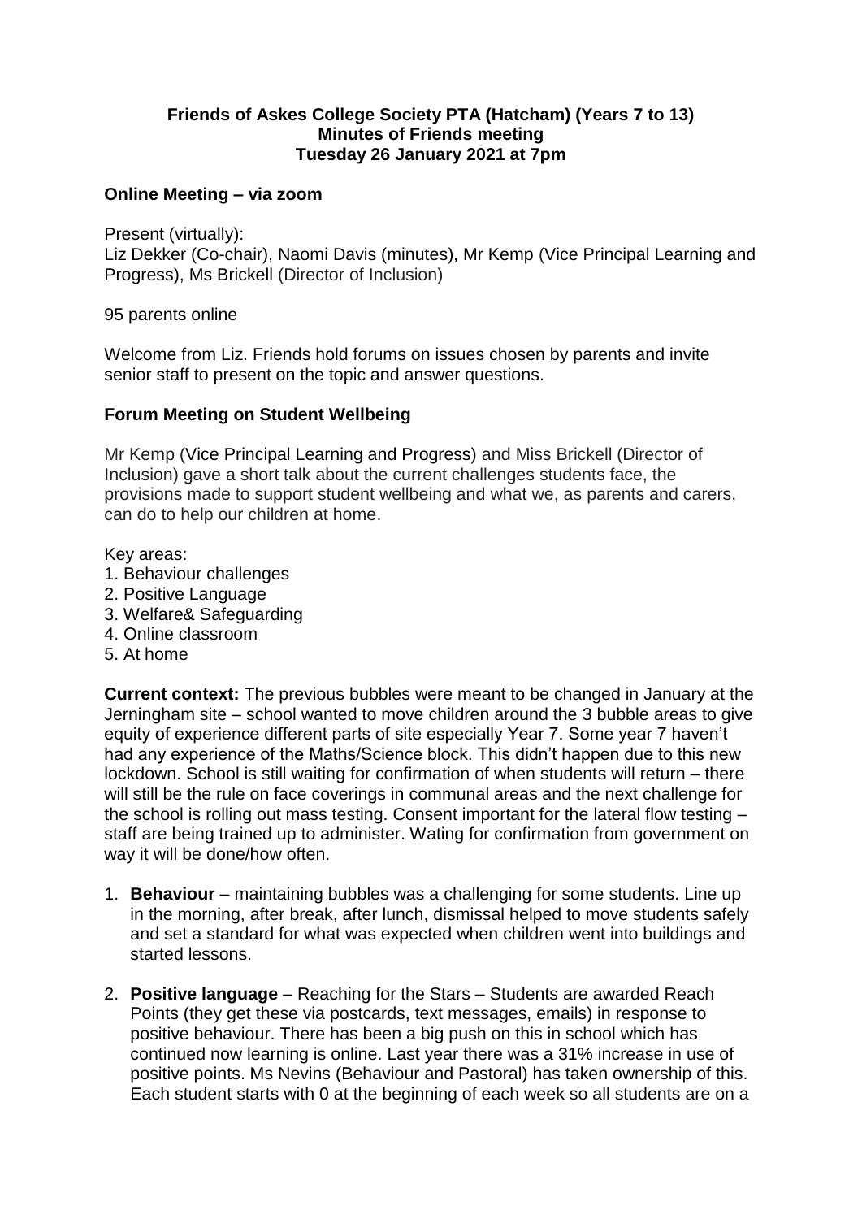**Friends of Askes College Society PTA (Hatcham) (Years 7 to 13)**
**Minutes of Friends meeting**
**Tuesday 26 January 2021 at 7pm**

## Online Meeting – via zoom

Present (virtually):
Liz Dekker (Co-chair), Naomi Davis (minutes), Mr Kemp (Vice Principal Learning and Progress), Ms Brickell (Director of Inclusion)

95 parents online

Welcome from Liz. Friends hold forums on issues chosen by parents and invite senior staff to present on the topic and answer questions.

## Forum Meeting on Student Wellbeing

Mr Kemp (Vice Principal Learning and Progress) and Miss Brickell (Director of Inclusion) gave a short talk about the current challenges students face, the provisions made to support student wellbeing and what we, as parents and carers, can do to help our children at home.

Key areas:
1. Behaviour challenges
2. Positive Language
3. Welfare& Safeguarding
4. Online classroom
5. At home

**Current context:** The previous bubbles were meant to be changed in January at the Jerningham site – school wanted to move children around the 3 bubble areas to give equity of experience different parts of site especially Year 7. Some year 7 haven't had any experience of the Maths/Science block. This didn't happen due to this new lockdown. School is still waiting for confirmation of when students will return – there will still be the rule on face coverings in communal areas and the next challenge for the school is rolling out mass testing. Consent important for the lateral flow testing – staff are being trained up to administer. Wating for confirmation from government on way it will be done/how often.

1. **Behaviour** – maintaining bubbles was a challenging for some students. Line up in the morning, after break, after lunch, dismissal helped to move students safely and set a standard for what was expected when children went into buildings and started lessons.

2. **Positive language** – Reaching for the Stars – Students are awarded Reach Points (they get these via postcards, text messages, emails) in response to positive behaviour. There has been a big push on this in school which has continued now learning is online. Last year there was a 31% increase in use of positive points. Ms Nevins (Behaviour and Pastoral) has taken ownership of this. Each student starts with 0 at the beginning of each week so all students are on a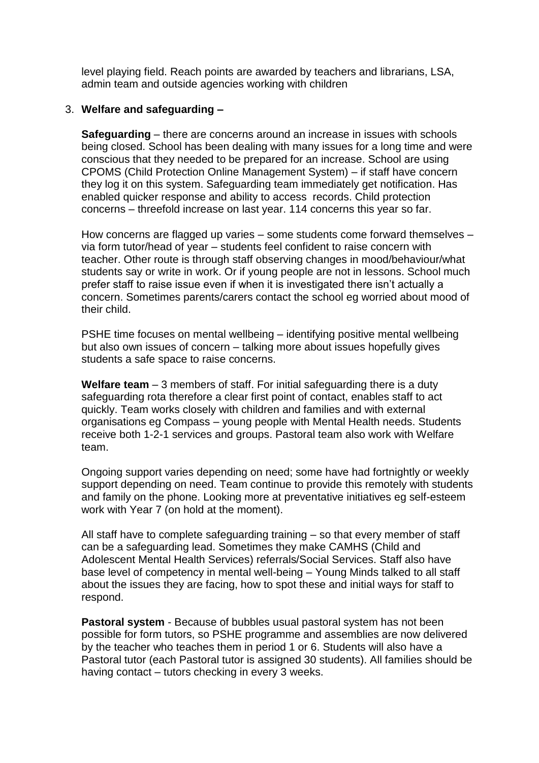level playing field. Reach points are awarded by teachers and librarians, LSA, admin team and outside agencies working with children

3. **Welfare and safeguarding –**

   **Safeguarding** – there are concerns around an increase in issues with schools being closed. School has been dealing with many issues for a long time and were conscious that they needed to be prepared for an increase. School are using CPOMS (Child Protection Online Management System) – if staff have concern they log it on this system. Safeguarding team immediately get notification. Has enabled quicker response and ability to access records. Child protection concerns – threefold increase on last year. 114 concerns this year so far.

   How concerns are flagged up varies – some students come forward themselves – via form tutor/head of year – students feel confident to raise concern with teacher. Other route is through staff observing changes in mood/behaviour/what students say or write in work. Or if young people are not in lessons. School much prefer staff to raise issue even if when it is investigated there isn't actually a concern. Sometimes parents/carers contact the school eg worried about mood of their child.

   PSHE time focuses on mental wellbeing – identifying positive mental wellbeing but also own issues of concern – talking more about issues hopefully gives students a safe space to raise concerns.

   **Welfare team** – 3 members of staff. For initial safeguarding there is a duty safeguarding rota therefore a clear first point of contact, enables staff to act quickly. Team works closely with children and families and with external organisations eg Compass – young people with Mental Health needs. Students receive both 1-2-1 services and groups. Pastoral team also work with Welfare team.

   Ongoing support varies depending on need; some have had fortnightly or weekly support depending on need. Team continue to provide this remotely with students and family on the phone. Looking more at preventative initiatives eg self-esteem work with Year 7 (on hold at the moment).

   All staff have to complete safeguarding training – so that every member of staff can be a safeguarding lead. Sometimes they make CAMHS (Child and Adolescent Mental Health Services) referrals/Social Services. Staff also have base level of competency in mental well-being – Young Minds talked to all staff about the issues they are facing, how to spot these and initial ways for staff to respond.

   **Pastoral system** - Because of bubbles usual pastoral system has not been possible for form tutors, so PSHE programme and assemblies are now delivered by the teacher who teaches them in period 1 or 6. Students will also have a Pastoral tutor (each Pastoral tutor is assigned 30 students). All families should be having contact – tutors checking in every 3 weeks.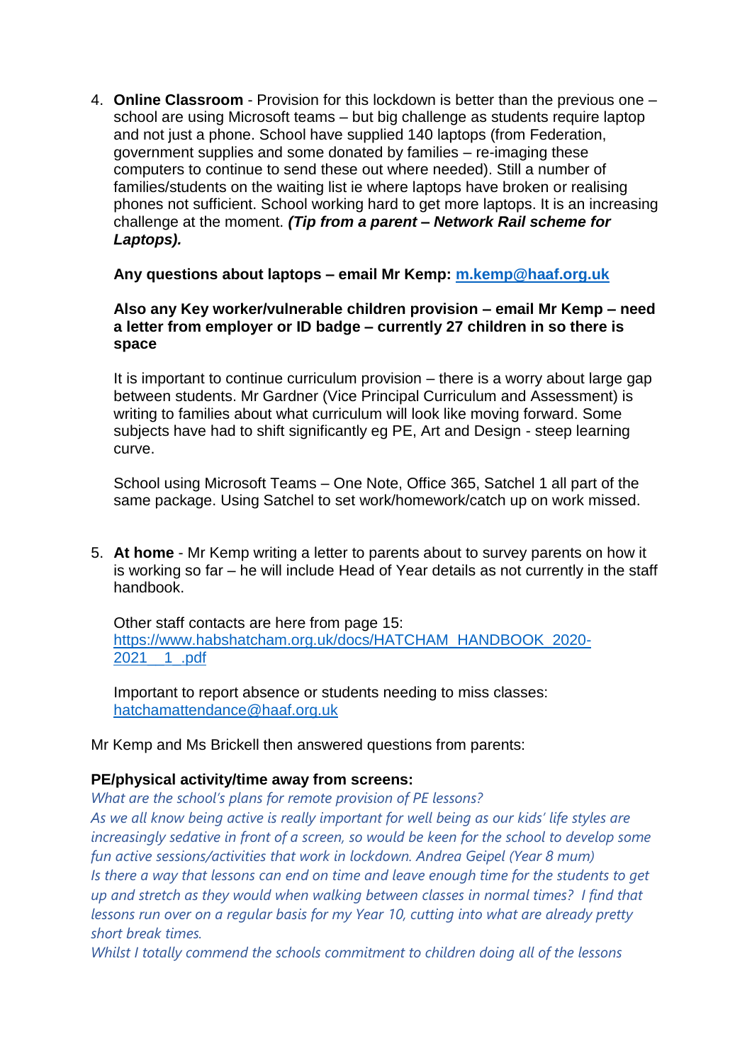4. **Online Classroom** - Provision for this lockdown is better than the previous one – school are using Microsoft teams – but big challenge as students require laptop and not just a phone. School have supplied 140 laptops (from Federation, government supplies and some donated by families – re-imaging these computers to continue to send these out where needed). Still a number of families/students on the waiting list ie where laptops have broken or realising phones not sufficient. School working hard to get more laptops. It is an increasing challenge at the moment. ***(Tip from a parent – Network Rail scheme for Laptops).***

   **Any questions about laptops – email Mr Kemp: [m.kemp@haaf.org.uk](mailto:m.kemp@haaf.org.uk)**

   **Also any Key worker/vulnerable children provision – email Mr Kemp – need a letter from employer or ID badge – currently 27 children in so there is space**

   It is important to continue curriculum provision – there is a worry about large gap between students. Mr Gardner (Vice Principal Curriculum and Assessment) is writing to families about what curriculum will look like moving forward. Some subjects have had to shift significantly eg PE, Art and Design - steep learning curve.

   School using Microsoft Teams – One Note, Office 365, Satchel 1 all part of the same package. Using Satchel to set work/homework/catch up on work missed.

5. **At home** - Mr Kemp writing a letter to parents about to survey parents on how it is working so far – he will include Head of Year details as not currently in the staff handbook.

   Other staff contacts are here from page 15:
   [https://www.habshatcham.org.uk/docs/HATCHAM_HANDBOOK_2020-2021__1_.pdf](https://www.habshatcham.org.uk/docs/HATCHAM_HANDBOOK_2020-2021__1_.pdf)

   Important to report absence or students needing to miss classes:
   [hatchamattendance@haaf.org.uk](mailto:hatchamattendance@haaf.org.uk)

Mr Kemp and Ms Brickell then answered questions from parents:

**PE/physical activity/time away from screens:**

*What are the school's plans for remote provision of PE lessons?*
*As we all know being active is really important for well being as our kids' life styles are increasingly sedative in front of a screen, so would be keen for the school to develop some fun active sessions/activities that work in lockdown. Andrea Geipel (Year 8 mum)*
*Is there a way that lessons can end on time and leave enough time for the students to get up and stretch as they would when walking between classes in normal times? I find that lessons run over on a regular basis for my Year 10, cutting into what are already pretty short break times.*
*Whilst I totally commend the schools commitment to children doing all of the lessons*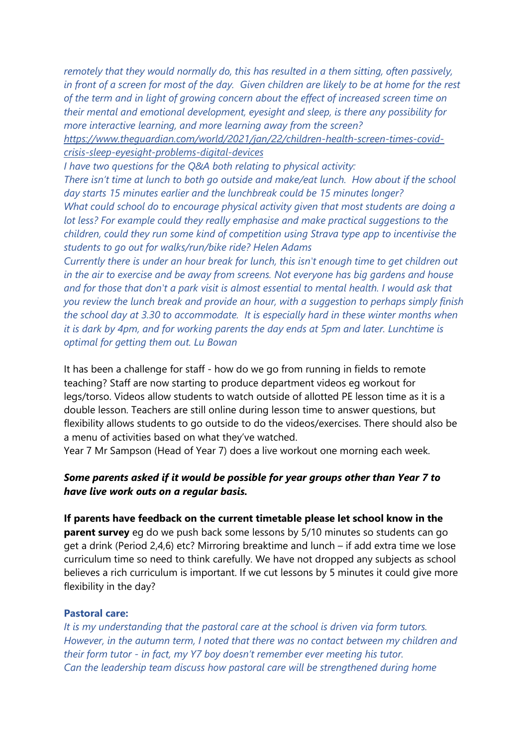*remotely that they would normally do, this has resulted in a them sitting, often passively, in front of a screen for most of the day. Given children are likely to be at home for the rest of the term and in light of growing concern about the effect of increased screen time on their mental and emotional development, eyesight and sleep, is there any possibility for more interactive learning, and more learning away from the screen?*
*https://www.theguardian.com/world/2021/jan/22/children-health-screen-times-covid-crisis-sleep-eyesight-problems-digital-devices*
*I have two questions for the Q&A both relating to physical activity:*
*There isn't time at lunch to both go outside and make/eat lunch. How about if the school day starts 15 minutes earlier and the lunchbreak could be 15 minutes longer?*
*What could school do to encourage physical activity given that most students are doing a lot less? For example could they really emphasise and make practical suggestions to the children, could they run some kind of competition using Strava type app to incentivise the students to go out for walks/run/bike ride? Helen Adams*
*Currently there is under an hour break for lunch, this isn't enough time to get children out in the air to exercise and be away from screens. Not everyone has big gardens and house and for those that don't a park visit is almost essential to mental health. I would ask that you review the lunch break and provide an hour, with a suggestion to perhaps simply finish the school day at 3.30 to accommodate. It is especially hard in these winter months when it is dark by 4pm, and for working parents the day ends at 5pm and later. Lunchtime is optimal for getting them out. Lu Bowan*

It has been a challenge for staff - how do we go from running in fields to remote teaching? Staff are now starting to produce department videos eg workout for legs/torso. Videos allow students to watch outside of allotted PE lesson time as it is a double lesson. Teachers are still online during lesson time to answer questions, but flexibility allows students to go outside to do the videos/exercises. There should also be a menu of activities based on what they've watched.
Year 7 Mr Sampson (Head of Year 7) does a live workout one morning each week.

***Some parents asked if it would be possible for year groups other than Year 7 to have live work outs on a regular basis.***

**If parents have feedback on the current timetable please let school know in the parent survey** eg do we push back some lessons by 5/10 minutes so students can go get a drink (Period 2,4,6) etc? Mirroring breaktime and lunch – if add extra time we lose curriculum time so need to think carefully. We have not dropped any subjects as school believes a rich curriculum is important. If we cut lessons by 5 minutes it could give more flexibility in the day?

**Pastoral care:**

*It is my understanding that the pastoral care at the school is driven via form tutors. However, in the autumn term, I noted that there was no contact between my children and their form tutor - in fact, my Y7 boy doesn't remember ever meeting his tutor.*
*Can the leadership team discuss how pastoral care will be strengthened during home*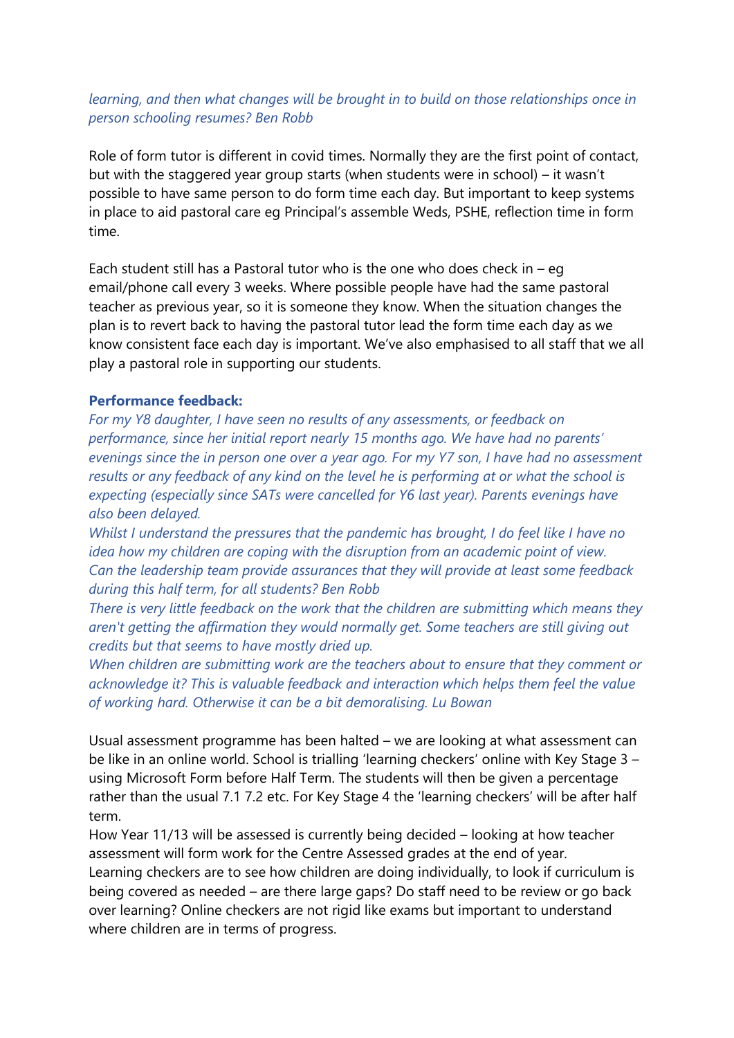*learning, and then what changes will be brought in to build on those relationships once in person schooling resumes? Ben Robb*

Role of form tutor is different in covid times. Normally they are the first point of contact, but with the staggered year group starts (when students were in school) – it wasn't possible to have same person to do form time each day. But important to keep systems in place to aid pastoral care eg Principal's assemble Weds, PSHE, reflection time in form time.

Each student still has a Pastoral tutor who is the one who does check in – eg email/phone call every 3 weeks. Where possible people have had the same pastoral teacher as previous year, so it is someone they know. When the situation changes the plan is to revert back to having the pastoral tutor lead the form time each day as we know consistent face each day is important. We've also emphasised to all staff that we all play a pastoral role in supporting our students.

**Performance feedback:**

*For my Y8 daughter, I have seen no results of any assessments, or feedback on performance, since her initial report nearly 15 months ago. We have had no parents' evenings since the in person one over a year ago. For my Y7 son, I have had no assessment results or any feedback of any kind on the level he is performing at or what the school is expecting (especially since SATs were cancelled for Y6 last year). Parents evenings have also been delayed.*
*Whilst I understand the pressures that the pandemic has brought, I do feel like I have no idea how my children are coping with the disruption from an academic point of view. Can the leadership team provide assurances that they will provide at least some feedback during this half term, for all students? Ben Robb*
*There is very little feedback on the work that the children are submitting which means they aren't getting the affirmation they would normally get. Some teachers are still giving out credits but that seems to have mostly dried up.*
*When children are submitting work are the teachers about to ensure that they comment or acknowledge it? This is valuable feedback and interaction which helps them feel the value of working hard. Otherwise it can be a bit demoralising. Lu Bowan*

Usual assessment programme has been halted – we are looking at what assessment can be like in an online world. School is trialling 'learning checkers' online with Key Stage 3 – using Microsoft Form before Half Term. The students will then be given a percentage rather than the usual 7.1 7.2 etc. For Key Stage 4 the 'learning checkers' will be after half term.
How Year 11/13 will be assessed is currently being decided – looking at how teacher assessment will form work for the Centre Assessed grades at the end of year.
Learning checkers are to see how children are doing individually, to look if curriculum is being covered as needed – are there large gaps? Do staff need to be review or go back over learning? Online checkers are not rigid like exams but important to understand where children are in terms of progress.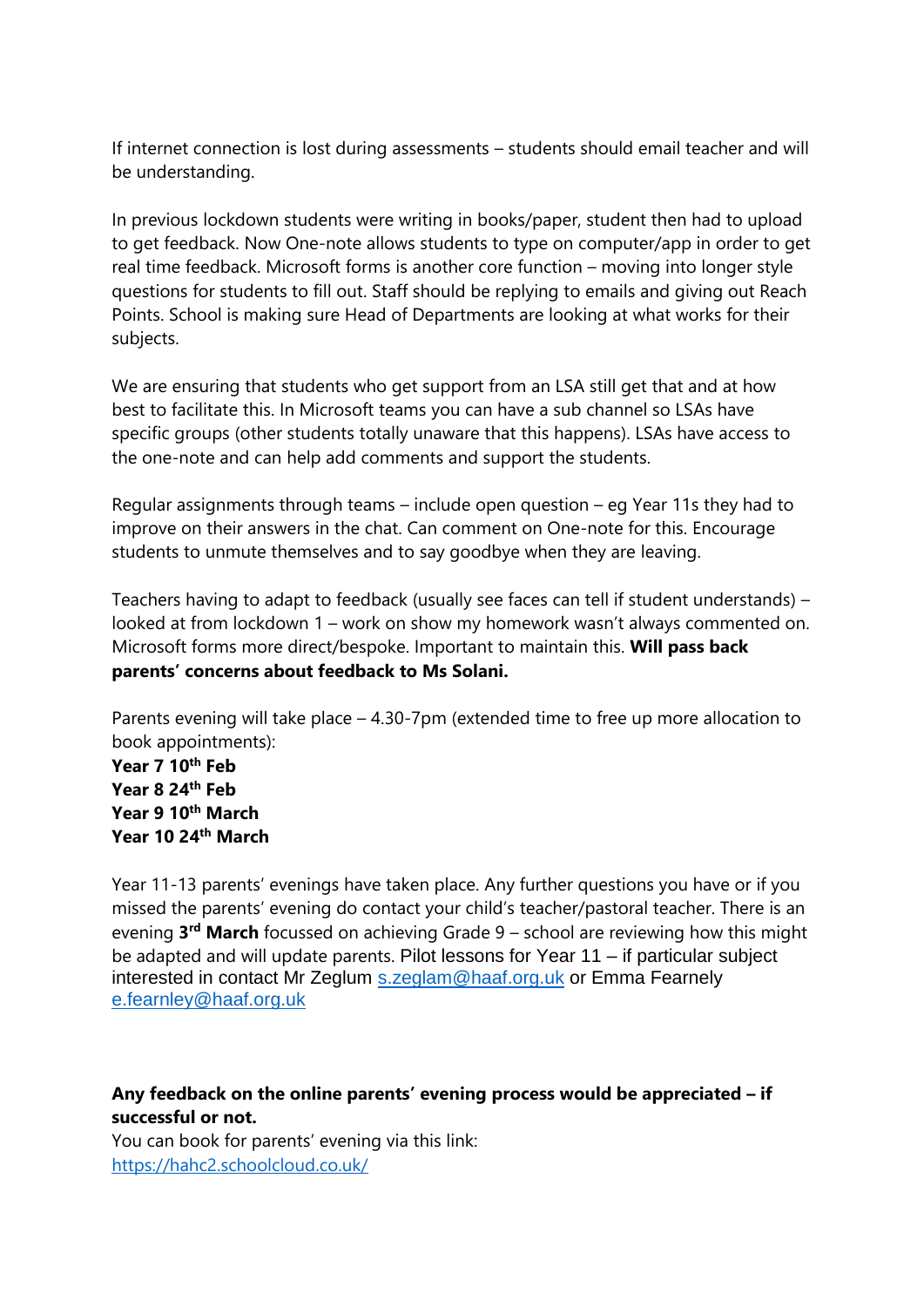If internet connection is lost during assessments – students should email teacher and will be understanding.

In previous lockdown students were writing in books/paper, student then had to upload to get feedback. Now One-note allows students to type on computer/app in order to get real time feedback. Microsoft forms is another core function – moving into longer style questions for students to fill out. Staff should be replying to emails and giving out Reach Points. School is making sure Head of Departments are looking at what works for their subjects.

We are ensuring that students who get support from an LSA still get that and at how best to facilitate this. In Microsoft teams you can have a sub channel so LSAs have specific groups (other students totally unaware that this happens). LSAs have access to the one-note and can help add comments and support the students.

Regular assignments through teams – include open question – eg Year 11s they had to improve on their answers in the chat. Can comment on One-note for this. Encourage students to unmute themselves and to say goodbye when they are leaving.

Teachers having to adapt to feedback (usually see faces can tell if student understands) – looked at from lockdown 1 – work on show my homework wasn't always commented on. Microsoft forms more direct/bespoke. Important to maintain this. **Will pass back parents' concerns about feedback to Ms Solani.**

Parents evening will take place – 4.30-7pm (extended time to free up more allocation to book appointments):
**Year 7 10th Feb**
**Year 8 24th Feb**
**Year 9 10th March**
**Year 10 24th March**

Year 11-13 parents' evenings have taken place. Any further questions you have or if you missed the parents' evening do contact your child's teacher/pastoral teacher. There is an evening **3rd March** focussed on achieving Grade 9 – school are reviewing how this might be adapted and will update parents. Pilot lessons for Year 11 – if particular subject interested in contact Mr Zeglum s.zeglam@haaf.org.uk or Emma Fearnely e.fearnley@haaf.org.uk

**Any feedback on the online parents' evening process would be appreciated – if successful or not.**
You can book for parents' evening via this link:
https://hahc2.schoolcloud.co.uk/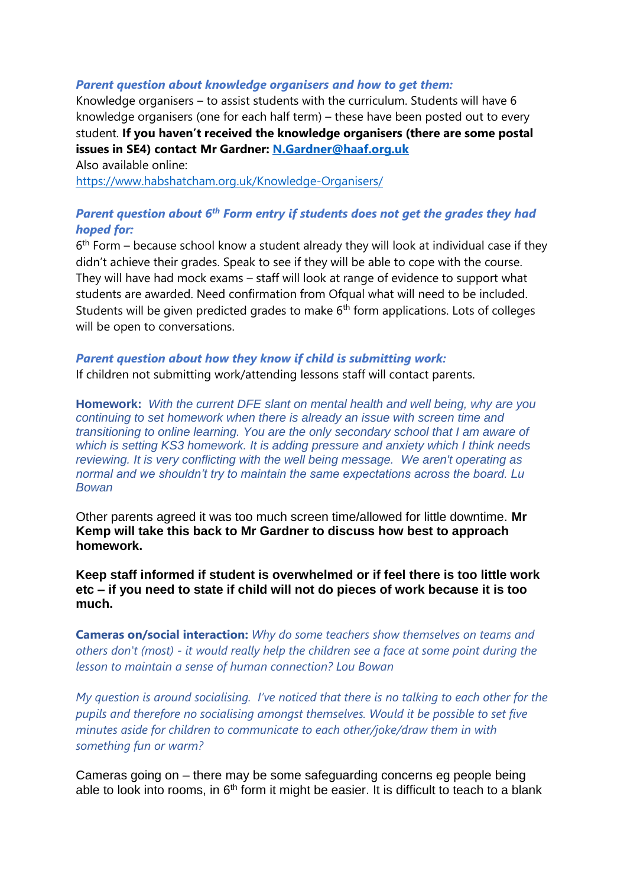***Parent question about knowledge organisers and how to get them:***

Knowledge organisers – to assist students with the curriculum. Students will have 6 knowledge organisers (one for each half term) – these have been posted out to every student. **If you haven't received the knowledge organisers (there are some postal issues in SE4) contact Mr Gardner: [N.Gardner@haaf.org.uk](mailto:N.Gardner@haaf.org.uk)**

Also available online:

[https://www.habshatcham.org.uk/Knowledge-Organisers/](https://www.habshatcham.org.uk/Knowledge-Organisers/)

***Parent question about 6th Form entry if students does not get the grades they had hoped for:***

6th Form – because school know a student already they will look at individual case if they didn't achieve their grades. Speak to see if they will be able to cope with the course. They will have had mock exams – staff will look at range of evidence to support what students are awarded. Need confirmation from Ofqual what will need to be included. Students will be given predicted grades to make 6th form applications. Lots of colleges will be open to conversations.

***Parent question about how they know if child is submitting work:***

If children not submitting work/attending lessons staff will contact parents.

**Homework:** *With the current DFE slant on mental health and well being, why are you continuing to set homework when there is already an issue with screen time and transitioning to online learning. You are the only secondary school that I am aware of which is setting KS3 homework. It is adding pressure and anxiety which I think needs reviewing. It is very conflicting with the well being message. We aren't operating as normal and we shouldn't try to maintain the same expectations across the board. Lu Bowan*

Other parents agreed it was too much screen time/allowed for little downtime. **Mr Kemp will take this back to Mr Gardner to discuss how best to approach homework.**

**Keep staff informed if student is overwhelmed or if feel there is too little work etc – if you need to state if child will not do pieces of work because it is too much.**

**Cameras on/social interaction:** *Why do some teachers show themselves on teams and others don't (most) - it would really help the children see a face at some point during the lesson to maintain a sense of human connection? Lou Bowan*

*My question is around socialising. I've noticed that there is no talking to each other for the pupils and therefore no socialising amongst themselves. Would it be possible to set five minutes aside for children to communicate to each other/joke/draw them in with something fun or warm?*

Cameras going on – there may be some safeguarding concerns eg people being able to look into rooms, in 6th form it might be easier. It is difficult to teach to a blank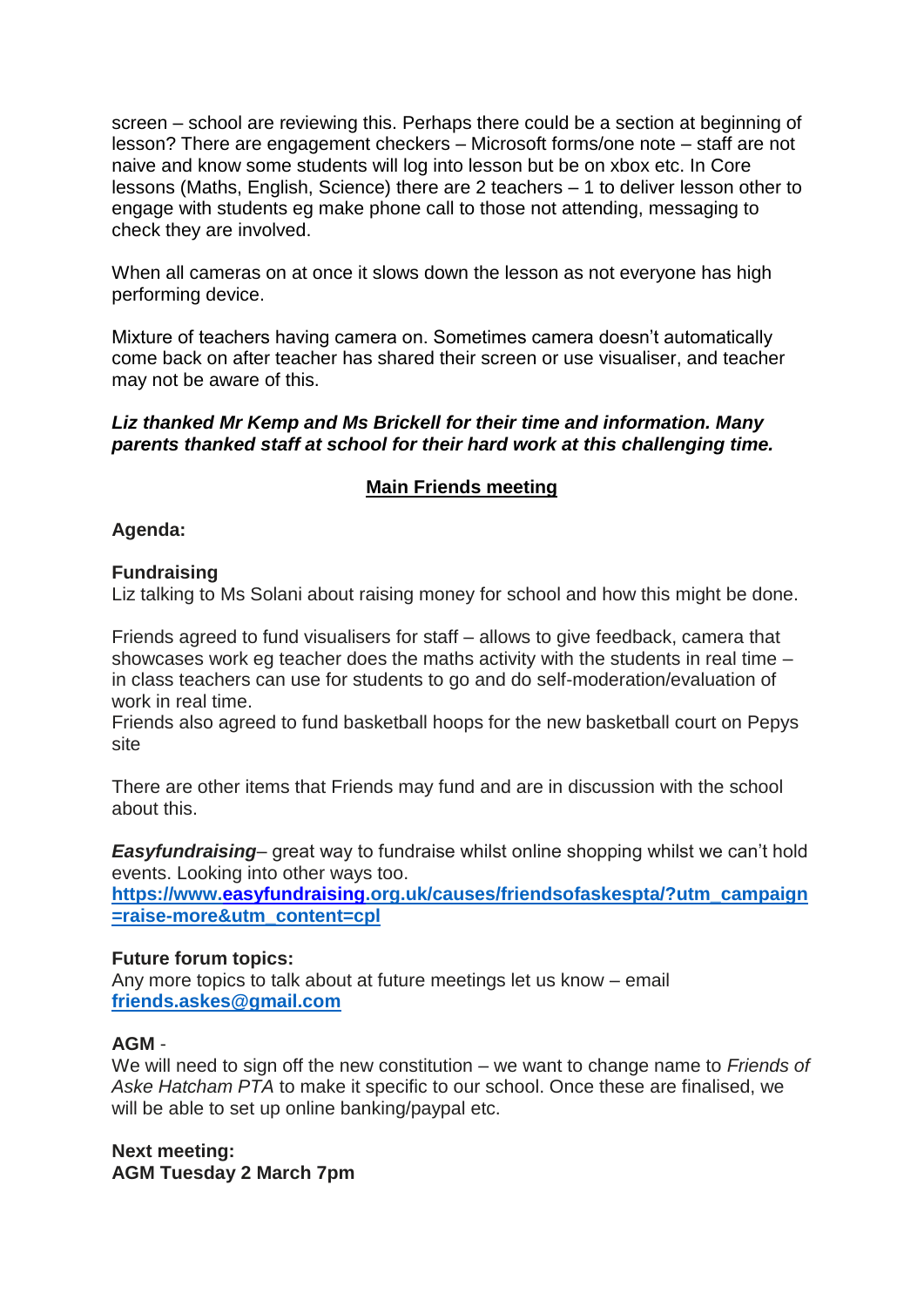screen – school are reviewing this. Perhaps there could be a section at beginning of lesson? There are engagement checkers – Microsoft forms/one note – staff are not naive and know some students will log into lesson but be on xbox etc. In Core lessons (Maths, English, Science) there are 2 teachers – 1 to deliver lesson other to engage with students eg make phone call to those not attending, messaging to check they are involved.

When all cameras on at once it slows down the lesson as not everyone has high performing device.

Mixture of teachers having camera on. Sometimes camera doesn't automatically come back on after teacher has shared their screen or use visualiser, and teacher may not be aware of this.

***Liz thanked Mr Kemp and Ms Brickell for their time and information. Many parents thanked staff at school for their hard work at this challenging time.***

## <u>Main Friends meeting</u>

**Agenda:**

**Fundraising**
Liz talking to Ms Solani about raising money for school and how this might be done.

Friends agreed to fund visualisers for staff – allows to give feedback, camera that showcases work eg teacher does the maths activity with the students in real time – in class teachers can use for students to go and do self-moderation/evaluation of work in real time.
Friends also agreed to fund basketball hoops for the new basketball court on Pepys site

There are other items that Friends may fund and are in discussion with the school about this.

***Easyfundraising***– great way to fundraise whilst online shopping whilst we can't hold events. Looking into other ways too.
**https://www.easyfundraising.org.uk/causes/friendsofaskespta/?utm_campaign=raise-more&utm_content=cpl**

**Future forum topics:**
Any more topics to talk about at future meetings let us know – email **friends.askes@gmail.com**

**AGM** -
We will need to sign off the new constitution – we want to change name to *Friends of Aske Hatcham PTA* to make it specific to our school. Once these are finalised, we will be able to set up online banking/paypal etc.

**Next meeting:**
**AGM Tuesday 2 March 7pm**